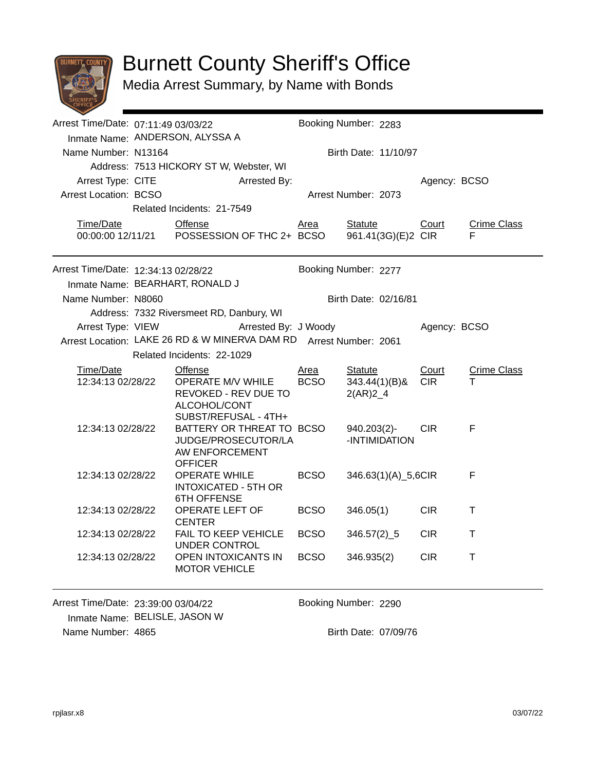# Burnett County Sheriff's Office

## Media Arrest Summary, by Name with Bonds

Arrest Time/Date: 07:11:49 03/03/22 Booking Number: 2283

Inmate Name: ANDERSON, ALYSSA A

Name Number: N13164 Birth Date: 11/10/97

Address: 7513 HICKORY ST W, Webster, WI

Arrest Type: CITE Arrested By: Agency: BCSO

Arrest Location: BCSO Arrest Number: 2073

Related Incidents: 21-7549

| Time/Date | Offense | Area | Statute | Court | Crime Class |
|---|---|---|---|---|---|
| 00:00:00 12/11/21 | POSSESSION OF THC 2+ | BCSO | 961.41(3G)(E)2 | CIR | F |

---

Arrest Time/Date: 12:34:13 02/28/22 Booking Number: 2277

Inmate Name: BEARHART, RONALD J

Name Number: N8060 Birth Date: 02/16/81

Address: 7332 Riversmeet RD, Danbury, WI

Arrest Type: VIEW Arrested By: J Woody Agency: BCSO

Arrest Location: LAKE 26 RD & W MINERVA DAM RD Arrest Number: 2061

Related Incidents: 22-1029

| Time/Date | Offense | Area | Statute | Court | Crime Class |
|---|---|---|---|---|---|
| 12:34:13 02/28/22 | OPERATE M/V WHILE REVOKED - REV DUE TO ALCOHOL/CONT SUBST/REFUSAL - 4TH+ | BCSO | 343.44(1)(B)& 2(AR)2_4 | CIR | T |
| 12:34:13 02/28/22 | BATTERY OR THREAT TO JUDGE/PROSECUTOR/LAW ENFORCEMENT OFFICER | BCSO | 940.203(2)- -INTIMIDATION | CIR | F |
| 12:34:13 02/28/22 | OPERATE WHILE INTOXICATED - 5TH OR 6TH OFFENSE | BCSO | 346.63(1)(A)_5,6 | CIR | F |
| 12:34:13 02/28/22 | OPERATE LEFT OF CENTER | BCSO | 346.05(1) | CIR | T |
| 12:34:13 02/28/22 | FAIL TO KEEP VEHICLE UNDER CONTROL | BCSO | 346.57(2)_5 | CIR | T |
| 12:34:13 02/28/22 | OPEN INTOXICANTS IN MOTOR VEHICLE | BCSO | 346.935(2) | CIR | T |

---

Arrest Time/Date: 23:39:00 03/04/22 Booking Number: 2290

Inmate Name: BELISLE, JASON W

Name Number: 4865 Birth Date: 07/09/76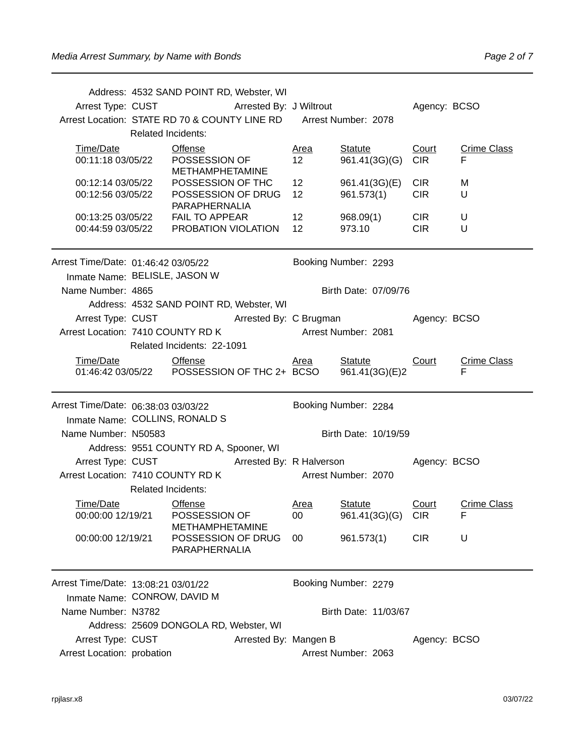Address: 4532 SAND POINT RD, Webster, WI
Arrest Type: CUST  Arrested By: J Wiltrout  Agency: BCSO
Arrest Location: STATE RD 70 & COUNTY LINE RD  Arrest Number: 2078
Related Incidents:

| Time/Date | Offense | Area | Statute | Court | Crime Class |
|---|---|---|---|---|---|
| 00:11:18 03/05/22 | POSSESSION OF METHAMPHETAMINE | 12 | 961.41(3G)(G) | CIR | F |
| 00:12:14 03/05/22 | POSSESSION OF THC | 12 | 961.41(3G)(E) | CIR | M |
| 00:12:56 03/05/22 | POSSESSION OF DRUG PARAPHERNALIA | 12 | 961.573(1) | CIR | U |
| 00:13:25 03/05/22 | FAIL TO APPEAR | 12 | 968.09(1) | CIR | U |
| 00:44:59 03/05/22 | PROBATION VIOLATION | 12 | 973.10 | CIR | U |

---

Arrest Time/Date: 01:46:42 03/05/22  Booking Number: 2293
Inmate Name: BELISLE, JASON W
Name Number: 4865  Birth Date: 07/09/76
Address: 4532 SAND POINT RD, Webster, WI
Arrest Type: CUST  Arrested By: C Brugman  Agency: BCSO
Arrest Location: 7410 COUNTY RD K  Arrest Number: 2081
Related Incidents: 22-1091

| Time/Date | Offense | Area | Statute | Court | Crime Class |
|---|---|---|---|---|---|
| 01:46:42 03/05/22 | POSSESSION OF THC 2+ | BCSO | 961.41(3G)(E)2 | | F |

---

Arrest Time/Date: 06:38:03 03/03/22  Booking Number: 2284
Inmate Name: COLLINS, RONALD S
Name Number: N50583  Birth Date: 10/19/59
Address: 9551 COUNTY RD A, Spooner, WI
Arrest Type: CUST  Arrested By: R Halverson  Agency: BCSO
Arrest Location: 7410 COUNTY RD K  Arrest Number: 2070
Related Incidents:

| Time/Date | Offense | Area | Statute | Court | Crime Class |
|---|---|---|---|---|---|
| 00:00:00 12/19/21 | POSSESSION OF METHAMPHETAMINE | 00 | 961.41(3G)(G) | CIR | F |
| 00:00:00 12/19/21 | POSSESSION OF DRUG PARAPHERNALIA | 00 | 961.573(1) | CIR | U |

---

Arrest Time/Date: 13:08:21 03/01/22  Booking Number: 2279
Inmate Name: CONROW, DAVID M
Name Number: N3782  Birth Date: 11/03/67
Address: 25609 DONGOLA RD, Webster, WI
Arrest Type: CUST  Arrested By: Mangen B  Agency: BCSO
Arrest Location: probation  Arrest Number: 2063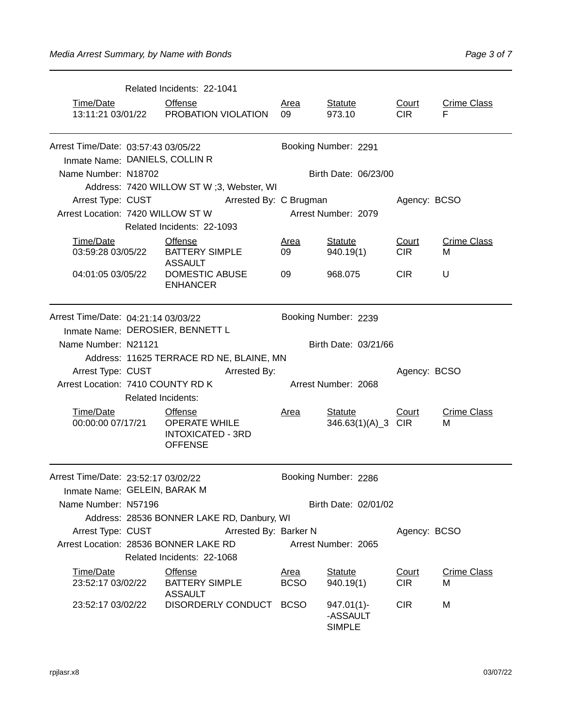Related Incidents: 22-1041

| Time/Date | Offense | Area | Statute | Court | Crime Class |
|---|---|---|---|---|---|
| 13:11:21 03/01/22 | PROBATION VIOLATION | 09 | 973.10 | CIR | F |

---

Arrest Time/Date: 03:57:43 03/05/22 Booking Number: 2291

Inmate Name: DANIELS, COLLIN R

Name Number: N18702 Birth Date: 06/23/00

Address: 7420 WILLOW ST W ;3, Webster, WI

Arrest Type: CUST Arrested By: C Brugman Agency: BCSO

Arrest Location: 7420 WILLOW ST W Arrest Number: 2079

Related Incidents: 22-1093

| Time/Date | Offense | Area | Statute | Court | Crime Class |
|---|---|---|---|---|---|
| 03:59:28 03/05/22 | BATTERY SIMPLE ASSAULT | 09 | 940.19(1) | CIR | M |
| 04:01:05 03/05/22 | DOMESTIC ABUSE ENHANCER | 09 | 968.075 | CIR | U |

---

Arrest Time/Date: 04:21:14 03/03/22 Booking Number: 2239

Inmate Name: DEROSIER, BENNETT L

Name Number: N21121 Birth Date: 03/21/66

Address: 11625 TERRACE RD NE, BLAINE, MN

Arrest Type: CUST Arrested By: Agency: BCSO

Arrest Location: 7410 COUNTY RD K Arrest Number: 2068

Related Incidents:

| Time/Date | Offense | Area | Statute | Court | Crime Class |
|---|---|---|---|---|---|
| 00:00:00 07/17/21 | OPERATE WHILE INTOXICATED - 3RD OFFENSE | | 346.63(1)(A)_3 | CIR | M |

---

Arrest Time/Date: 23:52:17 03/02/22 Booking Number: 2286

Inmate Name: GELEIN, BARAK M

Name Number: N57196 Birth Date: 02/01/02

Address: 28536 BONNER LAKE RD, Danbury, WI

Arrest Type: CUST Arrested By: Barker N Agency: BCSO

Arrest Location: 28536 BONNER LAKE RD Arrest Number: 2065

Related Incidents: 22-1068

| Time/Date | Offense | Area | Statute | Court | Crime Class |
|---|---|---|---|---|---|
| 23:52:17 03/02/22 | BATTERY SIMPLE ASSAULT | BCSO | 940.19(1) | CIR | M |
| 23:52:17 03/02/22 | DISORDERLY CONDUCT | BCSO | 947.01(1)--ASSAULT SIMPLE | CIR | M |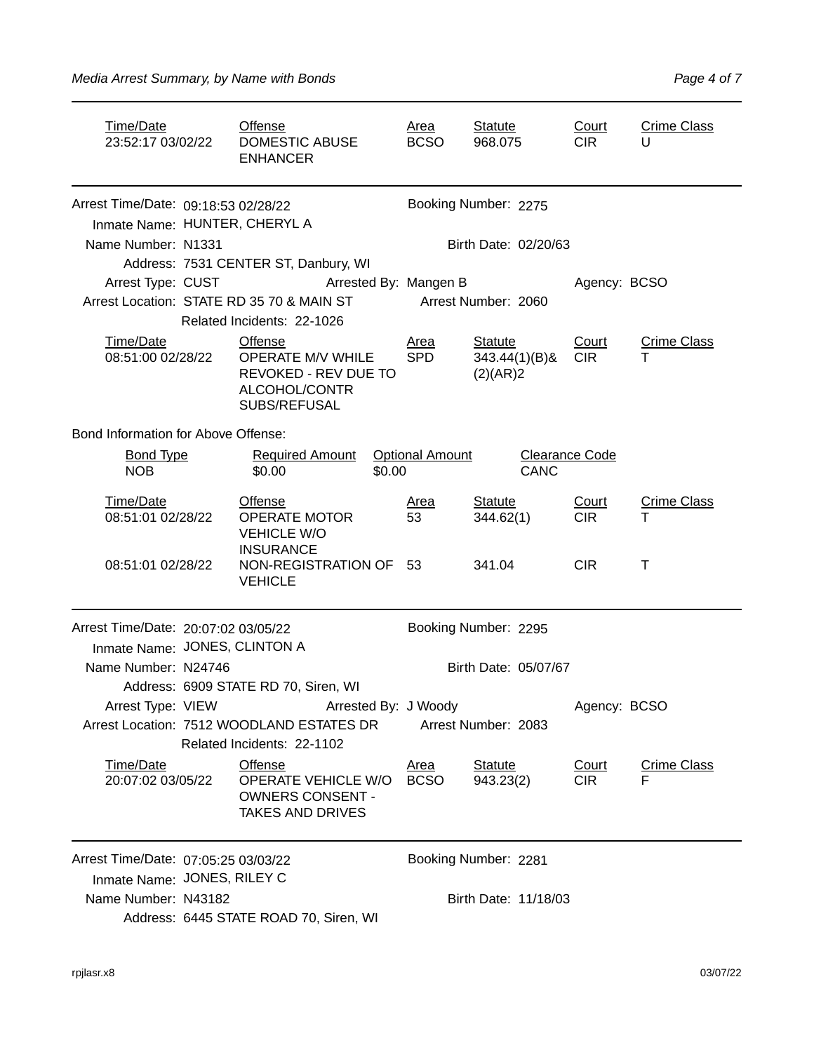| Time/Date | Offense | Area | Statute | Court | Crime Class |
|---|---|---|---|---|---|
| 23:52:17 03/02/22 | DOMESTIC ABUSE ENHANCER | BCSO | 968.075 | CIR | U |

---

Arrest Time/Date: 09:18:53 02/28/22 Booking Number: 2275
Inmate Name: HUNTER, CHERYL A
Name Number: N1331 Birth Date: 02/20/63
Address: 7531 CENTER ST, Danbury, WI
Arrest Type: CUST Arrested By: Mangen B Agency: BCSO
Arrest Location: STATE RD 35 70 & MAIN ST Arrest Number: 2060
Related Incidents: 22-1026

| Time/Date | Offense | Area | Statute | Court | Crime Class |
|---|---|---|---|---|---|
| 08:51:00 02/28/22 | OPERATE M/V WHILE REVOKED - REV DUE TO ALCOHOL/CONTR SUBS/REFUSAL | SPD | 343.44(1)(B)&(2)(AR)2 | CIR | T |

Bond Information for Above Offense:

| Bond Type | Required Amount | Optional Amount | Clearance Code |
|---|---|---|---|
| NOB | $0.00 | $0.00 | CANC |

| Time/Date | Offense | Area | Statute | Court | Crime Class |
|---|---|---|---|---|---|
| 08:51:01 02/28/22 | OPERATE MOTOR VEHICLE W/O INSURANCE | 53 | 344.62(1) | CIR | T |
| 08:51:01 02/28/22 | NON-REGISTRATION OF VEHICLE | 53 | 341.04 | CIR | T |

---

Arrest Time/Date: 20:07:02 03/05/22 Booking Number: 2295
Inmate Name: JONES, CLINTON A
Name Number: N24746 Birth Date: 05/07/67
Address: 6909 STATE RD 70, Siren, WI
Arrest Type: VIEW Arrested By: J Woody Agency: BCSO
Arrest Location: 7512 WOODLAND ESTATES DR Arrest Number: 2083
Related Incidents: 22-1102

| Time/Date | Offense | Area | Statute | Court | Crime Class |
|---|---|---|---|---|---|
| 20:07:02 03/05/22 | OPERATE VEHICLE W/O OWNERS CONSENT - TAKES AND DRIVES | BCSO | 943.23(2) | CIR | F |

---

Arrest Time/Date: 07:05:25 03/03/22 Booking Number: 2281
Inmate Name: JONES, RILEY C
Name Number: N43182 Birth Date: 11/18/03
Address: 6445 STATE ROAD 70, Siren, WI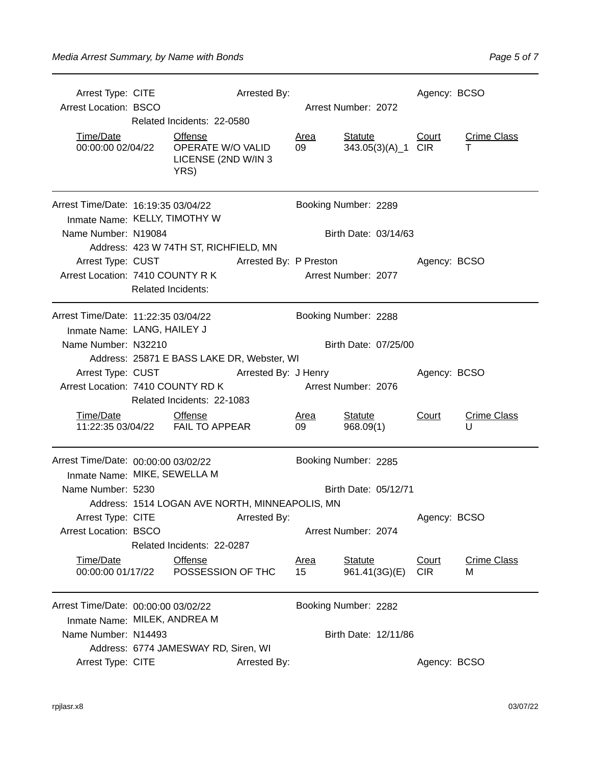Arrest Type: CITE | Arrested By: | Agency: BCSO

Arrest Location: BSCO | Arrest Number: 2072

Related Incidents: 22-0580

| Time/Date | Offense | Area | Statute | Court | Crime Class |
|---|---|---|---|---|---|
| 00:00:00 02/04/22 | OPERATE W/O VALID LICENSE (2ND W/IN 3 YRS) | 09 | 343.05(3)(A)_1 | CIR | T |

---

Arrest Time/Date: 16:19:35 03/04/22 | Booking Number: 2289

Inmate Name: KELLY, TIMOTHY W

Name Number: N19084 | Birth Date: 03/14/63

Address: 423 W 74TH ST, RICHFIELD, MN

Arrest Type: CUST | Arrested By: P Preston | Agency: BCSO

Arrest Location: 7410 COUNTY R K | Arrest Number: 2077

Related Incidents:

---

Arrest Time/Date: 11:22:35 03/04/22 | Booking Number: 2288

Inmate Name: LANG, HAILEY J

Name Number: N32210 | Birth Date: 07/25/00

Address: 25871 E BASS LAKE DR, Webster, WI

Arrest Type: CUST | Arrested By: J Henry | Agency: BCSO

Arrest Location: 7410 COUNTY RD K | Arrest Number: 2076

Related Incidents: 22-1083

| Time/Date | Offense | Area | Statute | Court | Crime Class |
|---|---|---|---|---|---|
| 11:22:35 03/04/22 | FAIL TO APPEAR | 09 | 968.09(1) | | U |

---

Arrest Time/Date: 00:00:00 03/02/22 | Booking Number: 2285

Inmate Name: MIKE, SEWELLA M

Name Number: 5230 | Birth Date: 05/12/71

Address: 1514 LOGAN AVE NORTH, MINNEAPOLIS, MN

Arrest Type: CITE | Arrested By: | Agency: BCSO

Arrest Location: BSCO | Arrest Number: 2074

Related Incidents: 22-0287

| Time/Date | Offense | Area | Statute | Court | Crime Class |
|---|---|---|---|---|---|
| 00:00:00 01/17/22 | POSSESSION OF THC | 15 | 961.41(3G)(E) | CIR | M |

---

Arrest Time/Date: 00:00:00 03/02/22 | Booking Number: 2282

Inmate Name: MILEK, ANDREA M

Name Number: N14493 | Birth Date: 12/11/86

Address: 6774 JAMESWAY RD, Siren, WI

Arrest Type: CITE | Arrested By: | Agency: BCSO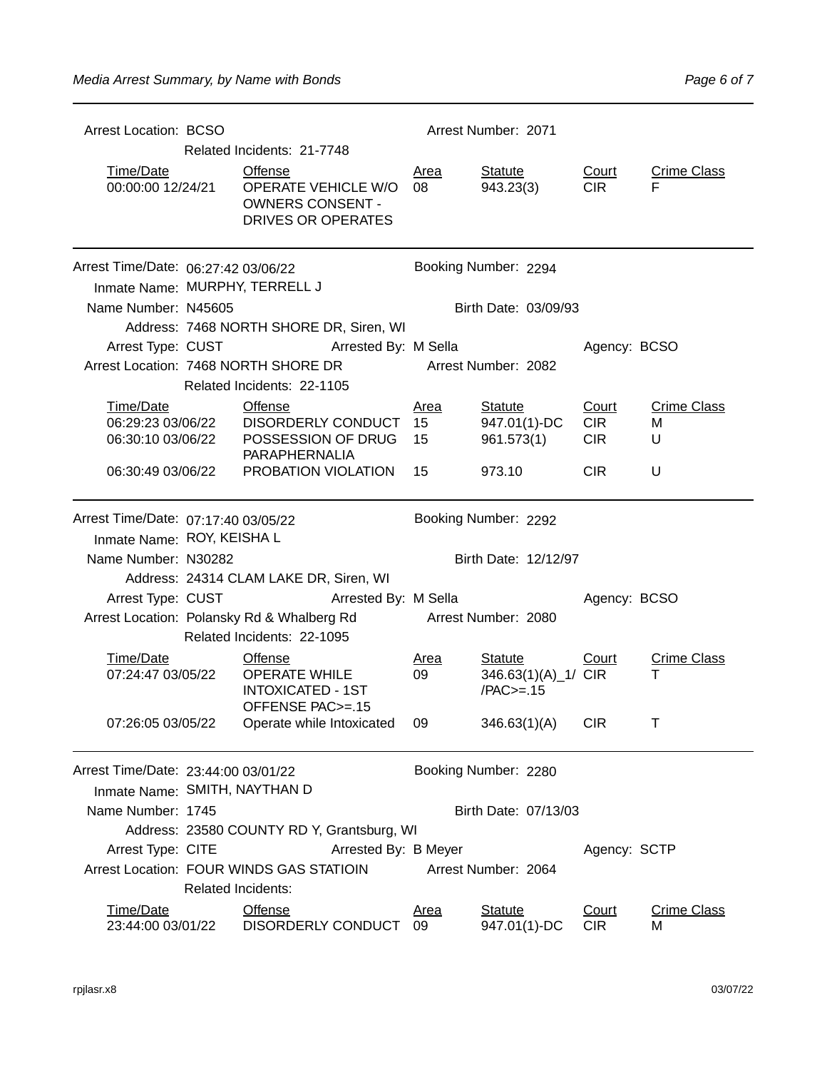Arrest Location: BCSO | Arrest Number: 2071

Related Incidents: 21-7748

| Time/Date | Offense | Area | Statute | Court | Crime Class |
|---|---|---|---|---|---|
| 00:00:00 12/24/21 | OPERATE VEHICLE W/O OWNERS CONSENT - DRIVES OR OPERATES | 08 | 943.23(3) | CIR | F |

---

Arrest Time/Date: 06:27:42 03/06/22 | Booking Number: 2294

Inmate Name: MURPHY, TERRELL J

Name Number: N45605 | Birth Date: 03/09/93

Address: 7468 NORTH SHORE DR, Siren, WI

Arrest Type: CUST | Arrested By: M Sella | Agency: BCSO

Arrest Location: 7468 NORTH SHORE DR | Arrest Number: 2082

Related Incidents: 22-1105

| Time/Date | Offense | Area | Statute | Court | Crime Class |
|---|---|---|---|---|---|
| 06:29:23 03/06/22 | DISORDERLY CONDUCT | 15 | 947.01(1)-DC | CIR | M |
| 06:30:10 03/06/22 | POSSESSION OF DRUG PARAPHERNALIA | 15 | 961.573(1) | CIR | U |
| 06:30:49 03/06/22 | PROBATION VIOLATION | 15 | 973.10 | CIR | U |

---

Arrest Time/Date: 07:17:40 03/05/22 | Booking Number: 2292

Inmate Name: ROY, KEISHA L

Name Number: N30282 | Birth Date: 12/12/97

Address: 24314 CLAM LAKE DR, Siren, WI

Arrest Type: CUST | Arrested By: M Sella | Agency: BCSO

Arrest Location: Polansky Rd & Whalberg Rd | Arrest Number: 2080

Related Incidents: 22-1095

| Time/Date | Offense | Area | Statute | Court | Crime Class |
|---|---|---|---|---|---|
| 07:24:47 03/05/22 | OPERATE WHILE INTOXICATED - 1ST OFFENSE PAC>=.15 | 09 | 346.63(1)(A)_1/ /PAC>=.15 | CIR | T |
| 07:26:05 03/05/22 | Operate while Intoxicated | 09 | 346.63(1)(A) | CIR | T |

---

Arrest Time/Date: 23:44:00 03/01/22 | Booking Number: 2280

Inmate Name: SMITH, NAYTHAN D

Name Number: 1745 | Birth Date: 07/13/03

Address: 23580 COUNTY RD Y, Grantsburg, WI

Arrest Type: CITE | Arrested By: B Meyer | Agency: SCTP

Arrest Location: FOUR WINDS GAS STATIOIN | Arrest Number: 2064

Related Incidents:

| Time/Date | Offense | Area | Statute | Court | Crime Class |
|---|---|---|---|---|---|
| 23:44:00 03/01/22 | DISORDERLY CONDUCT | 09 | 947.01(1)-DC | CIR | M |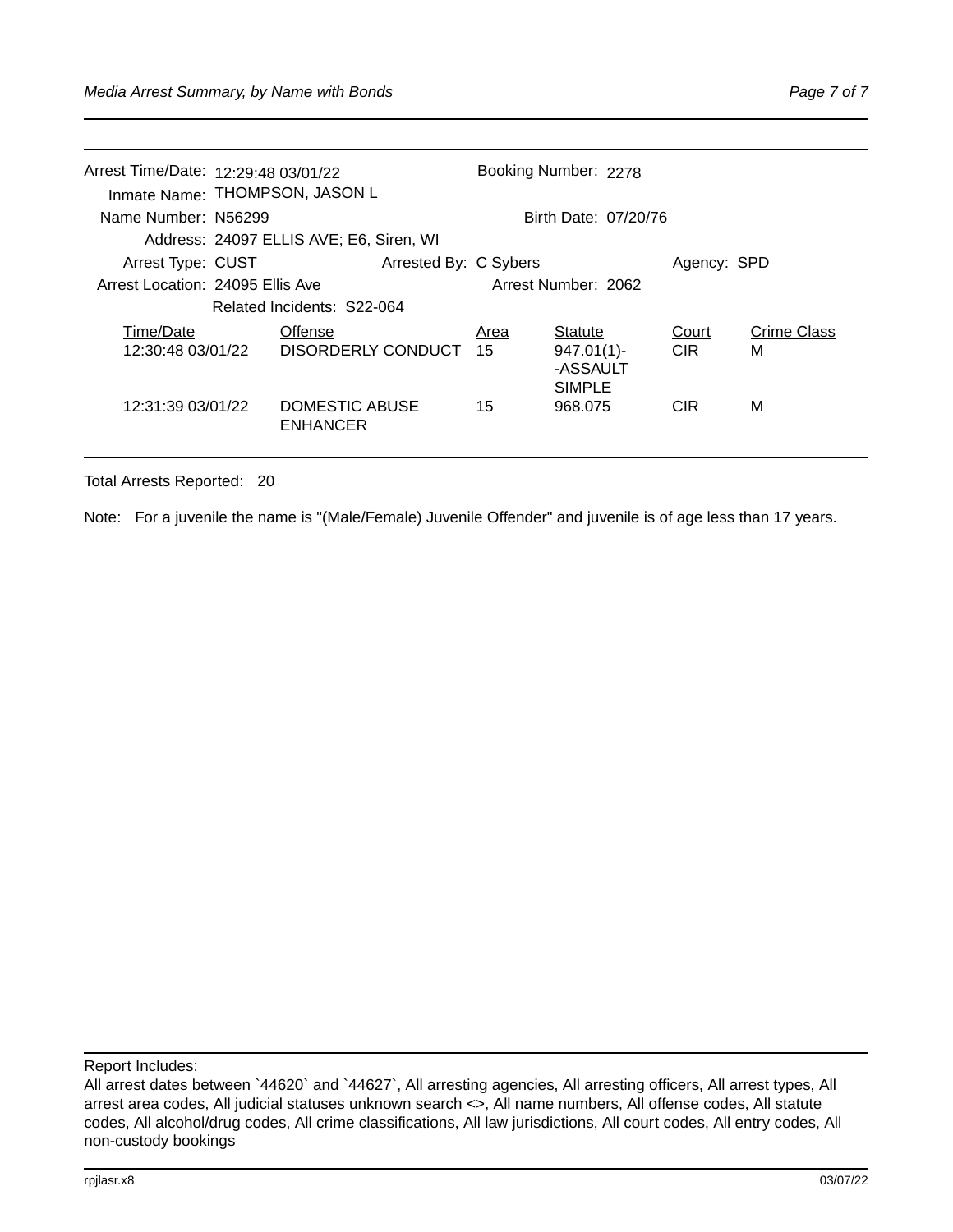Arrest Time/Date: 12:29:48 03/01/22 Booking Number: 2278

Inmate Name: THOMPSON, JASON L

Name Number: N56299 Birth Date: 07/20/76

Address: 24097 ELLIS AVE; E6, Siren, WI

Arrest Type: CUST Arrested By: C Sybers Agency: SPD

Arrest Location: 24095 Ellis Ave Arrest Number: 2062

Related Incidents: S22-064

| Time/Date | Offense | Area | Statute | Court | Crime Class |
|---|---|---|---|---|---|
| 12:30:48 03/01/22 | DISORDERLY CONDUCT | 15 | 947.01(1)--ASSAULT SIMPLE | CIR | M |
| 12:31:39 03/01/22 | DOMESTIC ABUSE ENHANCER | 15 | 968.075 | CIR | M |

Total Arrests Reported: 20

Note: For a juvenile the name is "(Male/Female) Juvenile Offender" and juvenile is of age less than 17 years.

Report Includes:

All arrest dates between `44620` and `44627`, All arresting agencies, All arresting officers, All arrest types, All arrest area codes, All judicial statuses unknown search <>, All name numbers, All offense codes, All statute codes, All alcohol/drug codes, All crime classifications, All law jurisdictions, All court codes, All entry codes, All non-custody bookings

rpjlasr.x8 03/07/22